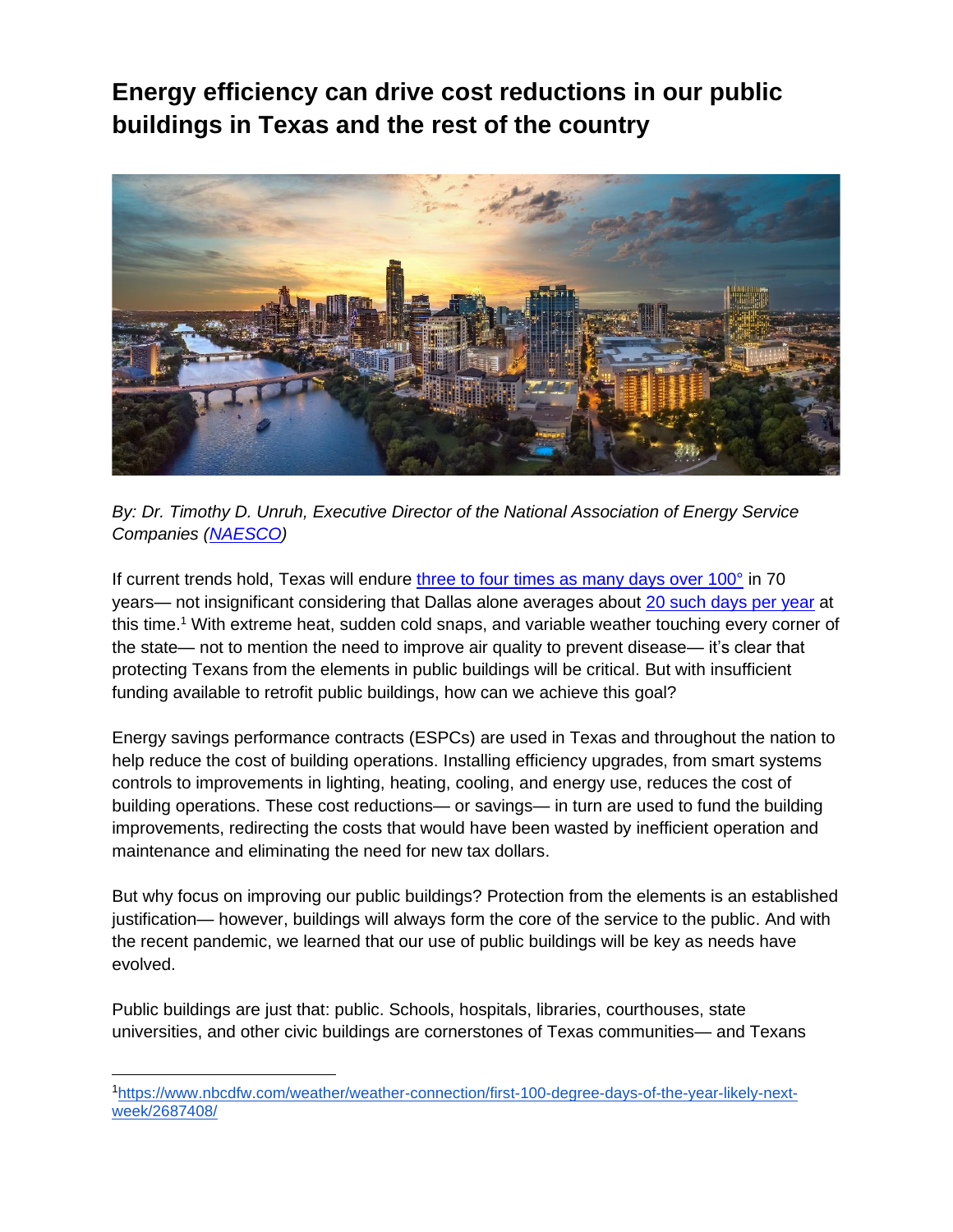# Energy efficiency can drive cost reductions in our public buildings in Texas and the rest of the country

*By: Dr. Timothy D. Unruh, Executive Director of the National Association of Energy Service Companies (NAESCO)*

If current trends hold, Texas will endure three to four times as many days over 100° in 70 years— not insignificant considering that Dallas alone averages about 20 such days per year at this time.[1] With extreme heat, sudden cold snaps, and variable weather touching every corner of the state— not to mention the need to improve air quality to prevent disease— it's clear that protecting Texans from the elements in public buildings will be critical. But with insufficient funding available to retrofit public buildings, how can we achieve this goal?

Energy savings performance contracts (ESPCs) are used in Texas and throughout the nation to help reduce the cost of building operations. Installing efficiency upgrades, from smart systems controls to improvements in lighting, heating, cooling, and energy use, reduces the cost of building operations. These cost reductions— or savings— in turn are used to fund the building improvements, redirecting the costs that would have been wasted by inefficient operation and maintenance and eliminating the need for new tax dollars.

But why focus on improving our public buildings? Protection from the elements is an established justification— however, buildings will always form the core of the service to the public. And with the recent pandemic, we learned that our use of public buildings will be key as needs have evolved.

Public buildings are just that: public. Schools, hospitals, libraries, courthouses, state universities, and other civic buildings are cornerstones of Texas communities— and Texans

---

[1] https://www.nbcdfw.com/weather/weather-connection/first-100-degree-days-of-the-year-likely-next-week/2687408/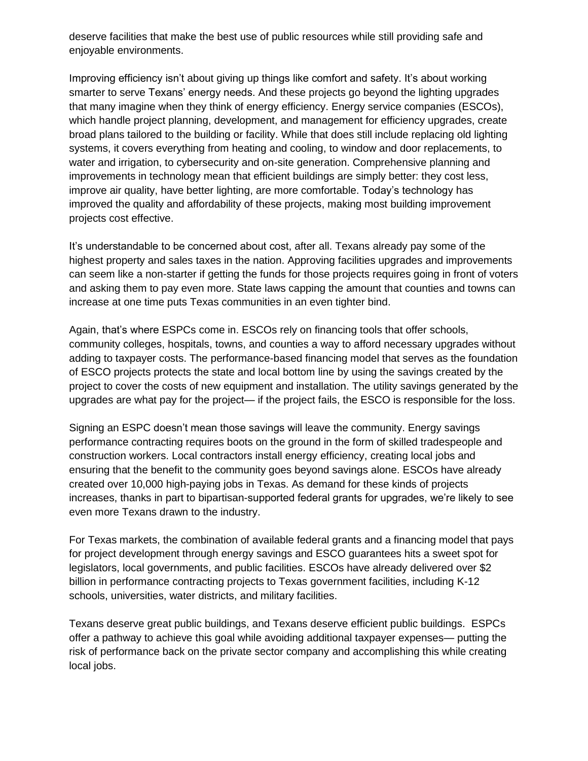deserve facilities that make the best use of public resources while still providing safe and enjoyable environments.

Improving efficiency isn't about giving up things like comfort and safety. It's about working smarter to serve Texans' energy needs. And these projects go beyond the lighting upgrades that many imagine when they think of energy efficiency. Energy service companies (ESCOs), which handle project planning, development, and management for efficiency upgrades, create broad plans tailored to the building or facility. While that does still include replacing old lighting systems, it covers everything from heating and cooling, to window and door replacements, to water and irrigation, to cybersecurity and on-site generation. Comprehensive planning and improvements in technology mean that efficient buildings are simply better: they cost less, improve air quality, have better lighting, are more comfortable. Today's technology has improved the quality and affordability of these projects, making most building improvement projects cost effective.

It's understandable to be concerned about cost, after all. Texans already pay some of the highest property and sales taxes in the nation. Approving facilities upgrades and improvements can seem like a non-starter if getting the funds for those projects requires going in front of voters and asking them to pay even more. State laws capping the amount that counties and towns can increase at one time puts Texas communities in an even tighter bind.

Again, that's where ESPCs come in. ESCOs rely on financing tools that offer schools, community colleges, hospitals, towns, and counties a way to afford necessary upgrades without adding to taxpayer costs. The performance-based financing model that serves as the foundation of ESCO projects protects the state and local bottom line by using the savings created by the project to cover the costs of new equipment and installation. The utility savings generated by the upgrades are what pay for the project— if the project fails, the ESCO is responsible for the loss.

Signing an ESPC doesn't mean those savings will leave the community. Energy savings performance contracting requires boots on the ground in the form of skilled tradespeople and construction workers. Local contractors install energy efficiency, creating local jobs and ensuring that the benefit to the community goes beyond savings alone. ESCOs have already created over 10,000 high-paying jobs in Texas. As demand for these kinds of projects increases, thanks in part to bipartisan-supported federal grants for upgrades, we're likely to see even more Texans drawn to the industry.

For Texas markets, the combination of available federal grants and a financing model that pays for project development through energy savings and ESCO guarantees hits a sweet spot for legislators, local governments, and public facilities. ESCOs have already delivered over $2 billion in performance contracting projects to Texas government facilities, including K-12 schools, universities, water districts, and military facilities.

Texans deserve great public buildings, and Texans deserve efficient public buildings. ESPCs offer a pathway to achieve this goal while avoiding additional taxpayer expenses— putting the risk of performance back on the private sector company and accomplishing this while creating local jobs.